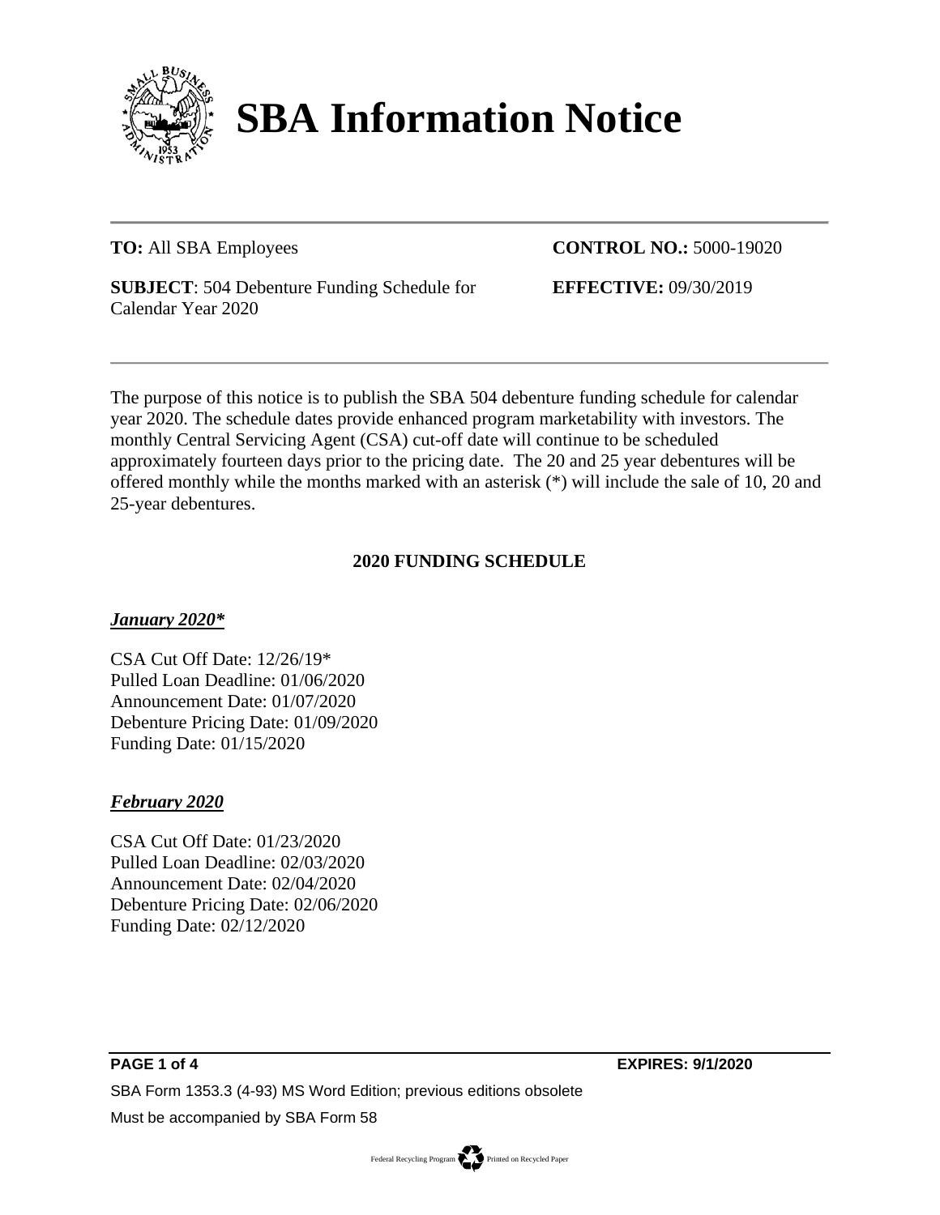# SBA Information Notice

**TO:** All SBA Employees

**CONTROL NO.:** 5000-19020

**SUBJECT**: 504 Debenture Funding Schedule for Calendar Year 2020

**EFFECTIVE:** 09/30/2019

---

The purpose of this notice is to publish the SBA 504 debenture funding schedule for calendar year 2020. The schedule dates provide enhanced program marketability with investors. The monthly Central Servicing Agent (CSA) cut-off date will continue to be scheduled approximately fourteen days prior to the pricing date. The 20 and 25 year debentures will be offered monthly while the months marked with an asterisk (*) will include the sale of 10, 20 and 25-year debentures.

## 2020 FUNDING SCHEDULE

***January 2020****

CSA Cut Off Date: 12/26/19*
Pulled Loan Deadline: 01/06/2020
Announcement Date: 01/07/2020
Debenture Pricing Date: 01/09/2020
Funding Date: 01/15/2020

***February 2020***

CSA Cut Off Date: 01/23/2020
Pulled Loan Deadline: 02/03/2020
Announcement Date: 02/04/2020
Debenture Pricing Date: 02/06/2020
Funding Date: 02/12/2020

**EXPIRES: 9/1/2020**

SBA Form 1353.3 (4-93) MS Word Edition; previous editions obsolete

Must be accompanied by SBA Form 58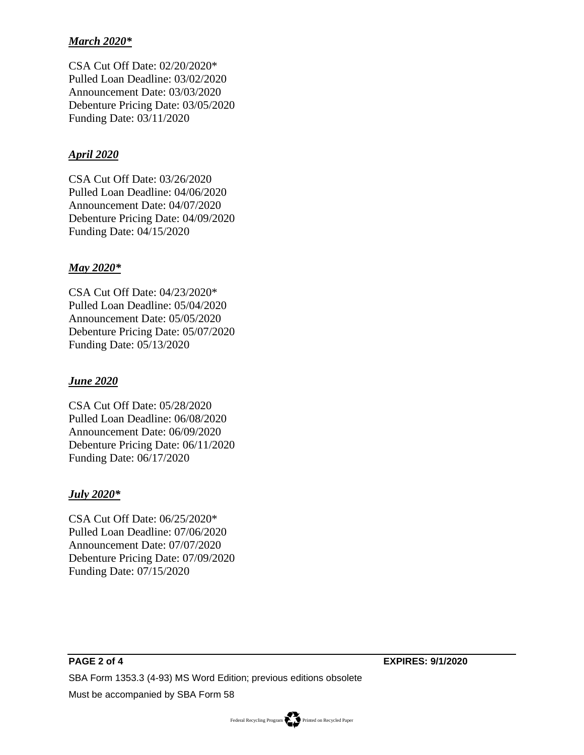***March 2020****

CSA Cut Off Date: 02/20/2020*
Pulled Loan Deadline: 03/02/2020
Announcement Date: 03/03/2020
Debenture Pricing Date: 03/05/2020
Funding Date: 03/11/2020

***April 2020***

CSA Cut Off Date: 03/26/2020
Pulled Loan Deadline: 04/06/2020
Announcement Date: 04/07/2020
Debenture Pricing Date: 04/09/2020
Funding Date: 04/15/2020

***May 2020****

CSA Cut Off Date: 04/23/2020*
Pulled Loan Deadline: 05/04/2020
Announcement Date: 05/05/2020
Debenture Pricing Date: 05/07/2020
Funding Date: 05/13/2020

***June 2020***

CSA Cut Off Date: 05/28/2020
Pulled Loan Deadline: 06/08/2020
Announcement Date: 06/09/2020
Debenture Pricing Date: 06/11/2020
Funding Date: 06/17/2020

***July 2020****

CSA Cut Off Date: 06/25/2020*
Pulled Loan Deadline: 07/06/2020
Announcement Date: 07/07/2020
Debenture Pricing Date: 07/09/2020
Funding Date: 07/15/2020

**EXPIRES: 9/1/2020**

SBA Form 1353.3 (4-93) MS Word Edition; previous editions obsolete

Must be accompanied by SBA Form 58

Federal Recycling Program Printed on Recycled Paper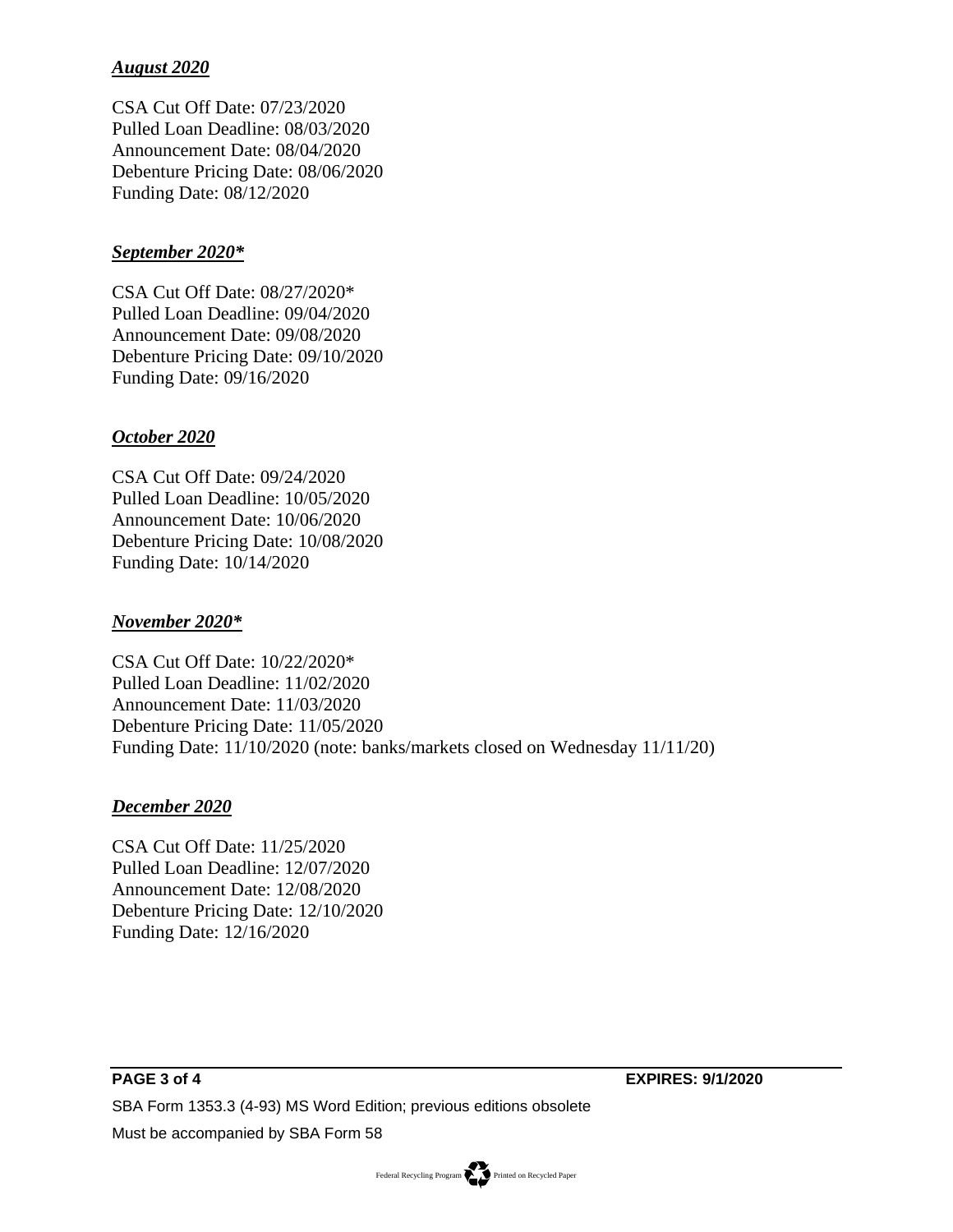***August 2020***

CSA Cut Off Date: 07/23/2020
Pulled Loan Deadline: 08/03/2020
Announcement Date: 08/04/2020
Debenture Pricing Date: 08/06/2020
Funding Date: 08/12/2020

***September 2020****

CSA Cut Off Date: 08/27/2020*
Pulled Loan Deadline: 09/04/2020
Announcement Date: 09/08/2020
Debenture Pricing Date: 09/10/2020
Funding Date: 09/16/2020

***October 2020***

CSA Cut Off Date: 09/24/2020
Pulled Loan Deadline: 10/05/2020
Announcement Date: 10/06/2020
Debenture Pricing Date: 10/08/2020
Funding Date: 10/14/2020

***November 2020****

CSA Cut Off Date: 10/22/2020*
Pulled Loan Deadline: 11/02/2020
Announcement Date: 11/03/2020
Debenture Pricing Date: 11/05/2020
Funding Date: 11/10/2020 (note: banks/markets closed on Wednesday 11/11/20)

***December 2020***

CSA Cut Off Date: 11/25/2020
Pulled Loan Deadline: 12/07/2020
Announcement Date: 12/08/2020
Debenture Pricing Date: 12/10/2020
Funding Date: 12/16/2020

**EXPIRES: 9/1/2020**

SBA Form 1353.3 (4-93) MS Word Edition; previous editions obsolete

Must be accompanied by SBA Form 58

Federal Recycling Program Printed on Recycled Paper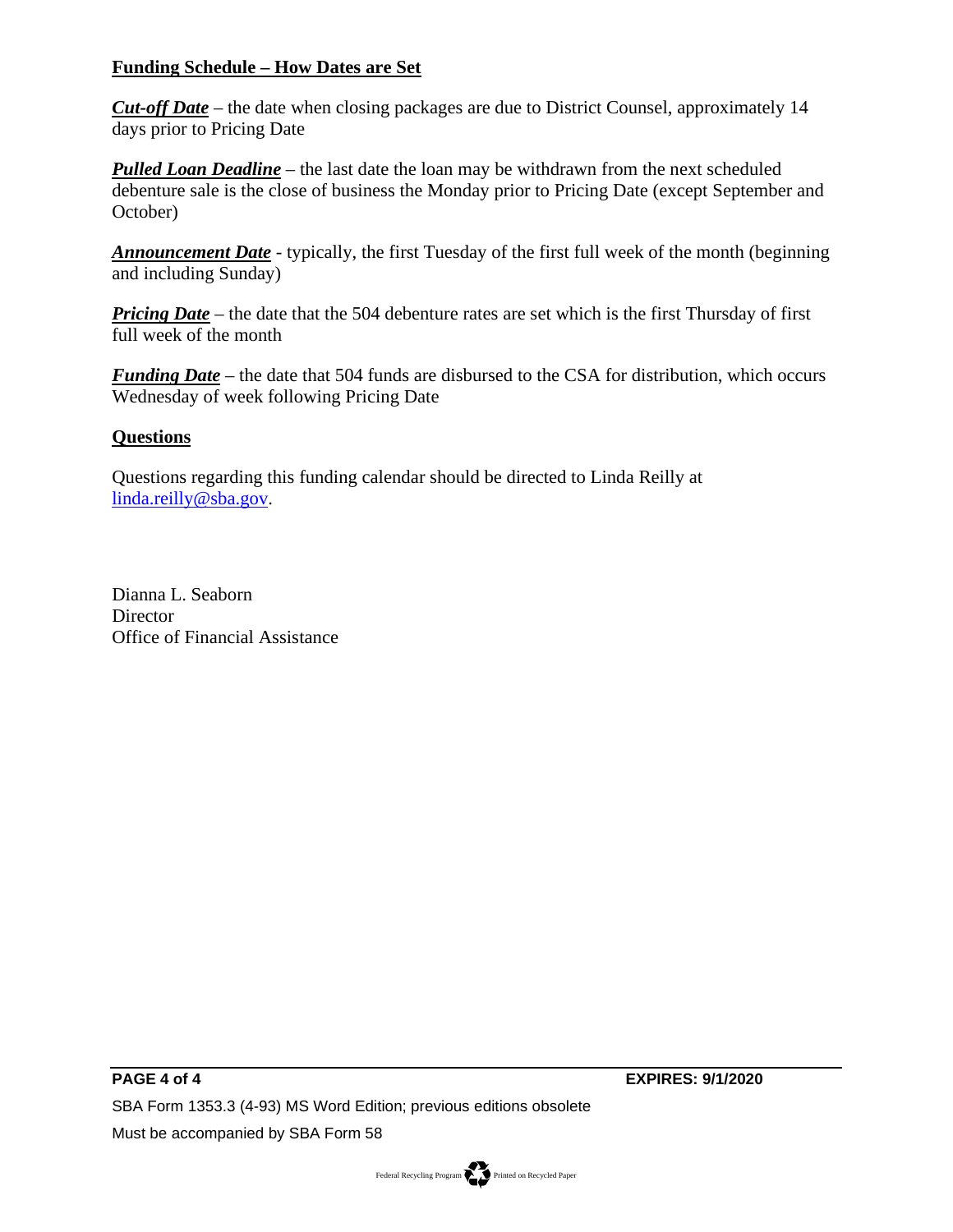## Funding Schedule – How Dates are Set

***Cut-off Date*** – the date when closing packages are due to District Counsel, approximately 14 days prior to Pricing Date

***Pulled Loan Deadline*** – the last date the loan may be withdrawn from the next scheduled debenture sale is the close of business the Monday prior to Pricing Date (except September and October)

***Announcement Date*** - typically, the first Tuesday of the first full week of the month (beginning and including Sunday)

***Pricing Date*** – the date that the 504 debenture rates are set which is the first Thursday of first full week of the month

***Funding Date*** – the date that 504 funds are disbursed to the CSA for distribution, which occurs Wednesday of week following Pricing Date

## Questions

Questions regarding this funding calendar should be directed to Linda Reilly at linda.reilly@sba.gov.

Dianna L. Seaborn
Director
Office of Financial Assistance

**EXPIRES: 9/1/2020**

SBA Form 1353.3 (4-93) MS Word Edition; previous editions obsolete

Must be accompanied by SBA Form 58

Federal Recycling Program Printed on Recycled Paper